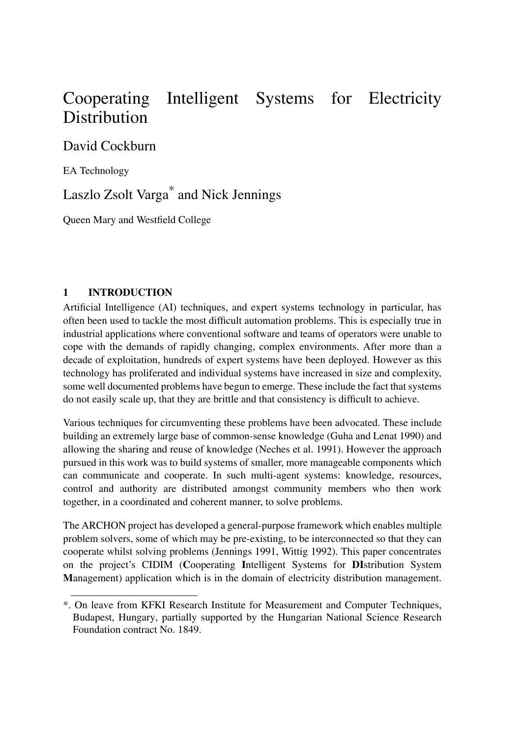# Cooperating Intelligent Systems for Electricity Distribution

David Cockburn

EA Technology

Laszlo Zsolt Varga* and Nick Jennings

Queen Mary and Westfield College

## 1 INTRODUCTION

Artificial Intelligence (AI) techniques, and expert systems technology in particular, has often been used to tackle the most difficult automation problems. This is especially true in industrial applications where conventional software and teams of operators were unable to cope with the demands of rapidly changing, complex environments. After more than a decade of exploitation, hundreds of expert systems have been deployed. However as this technology has proliferated and individual systems have increased in size and complexity, some well documented problems have begun to emerge. These include the fact that systems do not easily scale up, that they are brittle and that consistency is difficult to achieve.

Various techniques for circumventing these problems have been advocated. These include building an extremely large base of common-sense knowledge (Guha and Lenat 1990) and allowing the sharing and reuse of knowledge (Neches et al. 1991). However the approach pursued in this work was to build systems of smaller, more manageable components which can communicate and cooperate. In such multi-agent systems: knowledge, resources, control and authority are distributed amongst community members who then work together, in a coordinated and coherent manner, to solve problems.

The ARCHON project has developed a general-purpose framework which enables multiple problem solvers, some of which may be pre-existing, to be interconnected so that they can cooperate whilst solving problems (Jennings 1991, Wittig 1992). This paper concentrates on the project's CIDIM (**C**ooperating **I**ntelligent Systems for **DI**stribution System **M**anagement) application which is in the domain of electricity distribution management.

*. On leave from KFKI Research Institute for Measurement and Computer Techniques, Budapest, Hungary, partially supported by the Hungarian National Science Research Foundation contract No. 1849.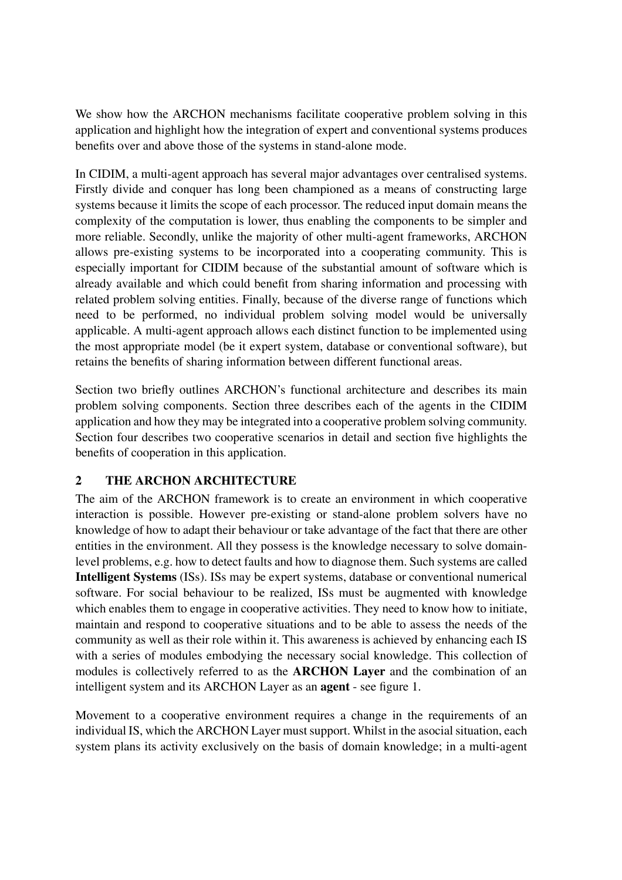We show how the ARCHON mechanisms facilitate cooperative problem solving in this application and highlight how the integration of expert and conventional systems produces benefits over and above those of the systems in stand-alone mode.

In CIDIM, a multi-agent approach has several major advantages over centralised systems. Firstly divide and conquer has long been championed as a means of constructing large systems because it limits the scope of each processor. The reduced input domain means the complexity of the computation is lower, thus enabling the components to be simpler and more reliable. Secondly, unlike the majority of other multi-agent frameworks, ARCHON allows pre-existing systems to be incorporated into a cooperating community. This is especially important for CIDIM because of the substantial amount of software which is already available and which could benefit from sharing information and processing with related problem solving entities. Finally, because of the diverse range of functions which need to be performed, no individual problem solving model would be universally applicable. A multi-agent approach allows each distinct function to be implemented using the most appropriate model (be it expert system, database or conventional software), but retains the benefits of sharing information between different functional areas.

Section two briefly outlines ARCHON's functional architecture and describes its main problem solving components. Section three describes each of the agents in the CIDIM application and how they may be integrated into a cooperative problem solving community. Section four describes two cooperative scenarios in detail and section five highlights the benefits of cooperation in this application.

## 2 THE ARCHON ARCHITECTURE

The aim of the ARCHON framework is to create an environment in which cooperative interaction is possible. However pre-existing or stand-alone problem solvers have no knowledge of how to adapt their behaviour or take advantage of the fact that there are other entities in the environment. All they possess is the knowledge necessary to solve domain-level problems, e.g. how to detect faults and how to diagnose them. Such systems are called **Intelligent Systems** (ISs). ISs may be expert systems, database or conventional numerical software. For social behaviour to be realized, ISs must be augmented with knowledge which enables them to engage in cooperative activities. They need to know how to initiate, maintain and respond to cooperative situations and to be able to assess the needs of the community as well as their role within it. This awareness is achieved by enhancing each IS with a series of modules embodying the necessary social knowledge. This collection of modules is collectively referred to as the **ARCHON Layer** and the combination of an intelligent system and its ARCHON Layer as an **agent** - see figure 1.

Movement to a cooperative environment requires a change in the requirements of an individual IS, which the ARCHON Layer must support. Whilst in the asocial situation, each system plans its activity exclusively on the basis of domain knowledge; in a multi-agent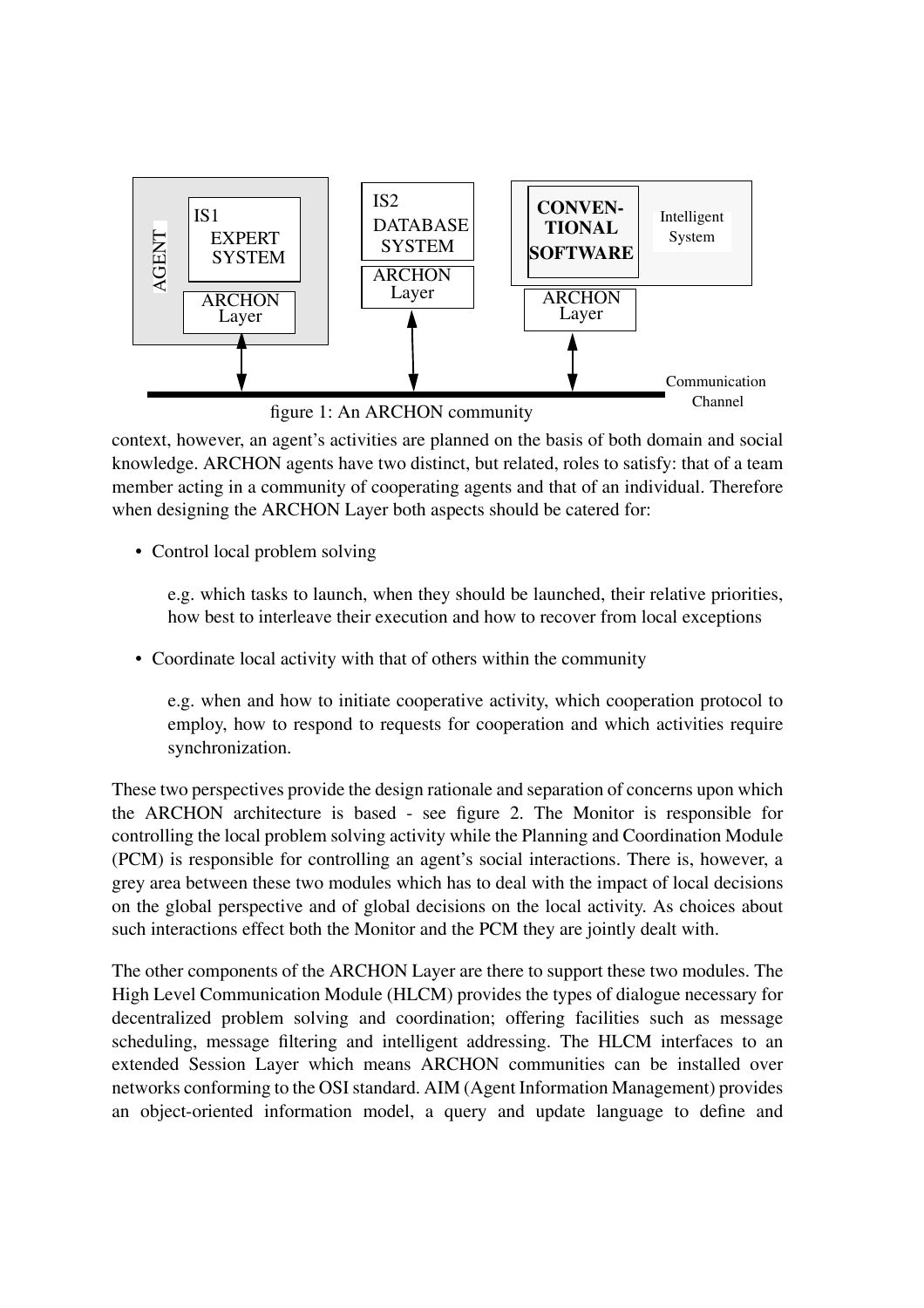figure 1: An ARCHON community

context, however, an agent's activities are planned on the basis of both domain and social knowledge. ARCHON agents have two distinct, but related, roles to satisfy: that of a team member acting in a community of cooperating agents and that of an individual. Therefore when designing the ARCHON Layer both aspects should be catered for:

- Control local problem solving

  e.g. which tasks to launch, when they should be launched, their relative priorities, how best to interleave their execution and how to recover from local exceptions

- Coordinate local activity with that of others within the community

  e.g. when and how to initiate cooperative activity, which cooperation protocol to employ, how to respond to requests for cooperation and which activities require synchronization.

These two perspectives provide the design rationale and separation of concerns upon which the ARCHON architecture is based - see figure 2. The Monitor is responsible for controlling the local problem solving activity while the Planning and Coordination Module (PCM) is responsible for controlling an agent's social interactions. There is, however, a grey area between these two modules which has to deal with the impact of local decisions on the global perspective and of global decisions on the local activity. As choices about such interactions effect both the Monitor and the PCM they are jointly dealt with.

The other components of the ARCHON Layer are there to support these two modules. The High Level Communication Module (HLCM) provides the types of dialogue necessary for decentralized problem solving and coordination; offering facilities such as message scheduling, message filtering and intelligent addressing. The HLCM interfaces to an extended Session Layer which means ARCHON communities can be installed over networks conforming to the OSI standard. AIM (Agent Information Management) provides an object-oriented information model, a query and update language to define and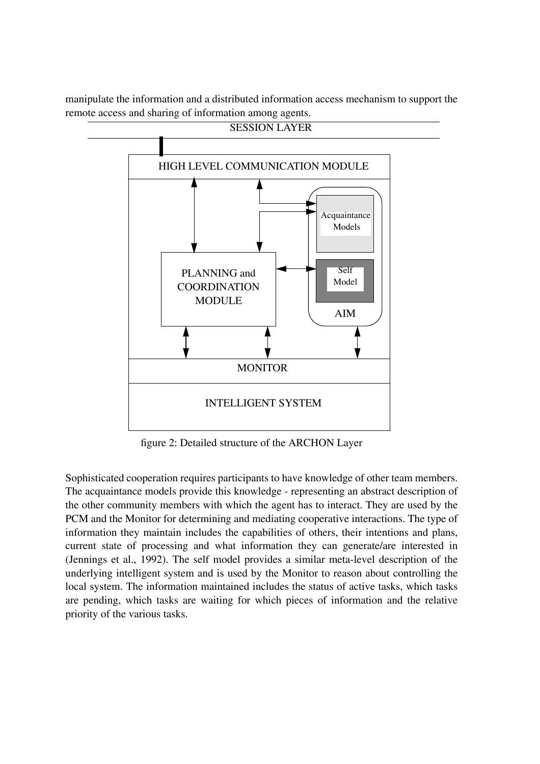manipulate the information and a distributed information access mechanism to support the remote access and sharing of information among agents.

figure 2: Detailed structure of the ARCHON Layer

Sophisticated cooperation requires participants to have knowledge of other team members. The acquaintance models provide this knowledge - representing an abstract description of the other community members with which the agent has to interact. They are used by the PCM and the Monitor for determining and mediating cooperative interactions. The type of information they maintain includes the capabilities of others, their intentions and plans, current state of processing and what information they can generate/are interested in (Jennings et al., 1992). The self model provides a similar meta-level description of the underlying intelligent system and is used by the Monitor to reason about controlling the local system. The information maintained includes the status of active tasks, which tasks are pending, which tasks are waiting for which pieces of information and the relative priority of the various tasks.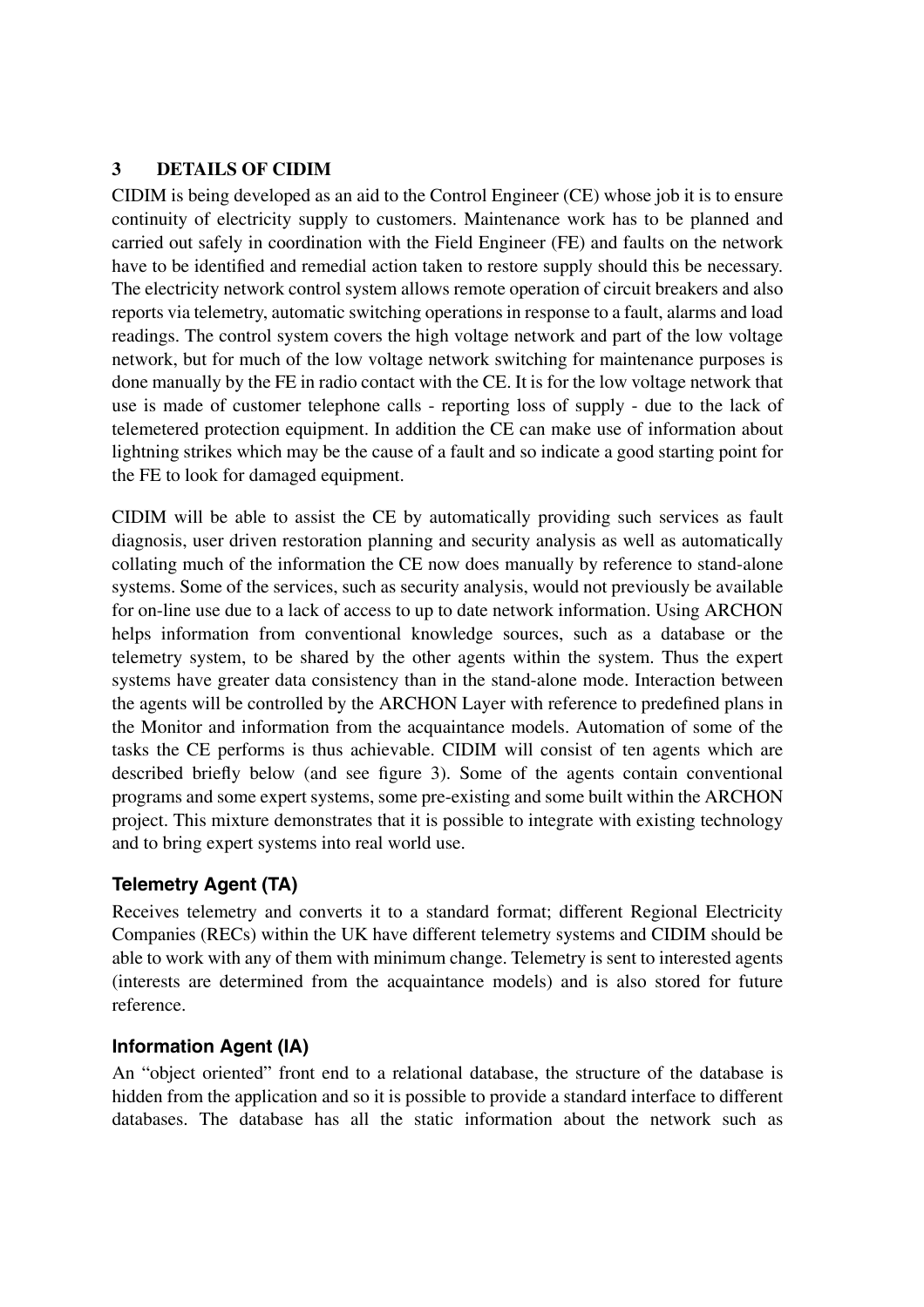## 3 DETAILS OF CIDIM

CIDIM is being developed as an aid to the Control Engineer (CE) whose job it is to ensure continuity of electricity supply to customers. Maintenance work has to be planned and carried out safely in coordination with the Field Engineer (FE) and faults on the network have to be identified and remedial action taken to restore supply should this be necessary. The electricity network control system allows remote operation of circuit breakers and also reports via telemetry, automatic switching operations in response to a fault, alarms and load readings. The control system covers the high voltage network and part of the low voltage network, but for much of the low voltage network switching for maintenance purposes is done manually by the FE in radio contact with the CE. It is for the low voltage network that use is made of customer telephone calls - reporting loss of supply - due to the lack of telemetered protection equipment. In addition the CE can make use of information about lightning strikes which may be the cause of a fault and so indicate a good starting point for the FE to look for damaged equipment.

CIDIM will be able to assist the CE by automatically providing such services as fault diagnosis, user driven restoration planning and security analysis as well as automatically collating much of the information the CE now does manually by reference to stand-alone systems. Some of the services, such as security analysis, would not previously be available for on-line use due to a lack of access to up to date network information. Using ARCHON helps information from conventional knowledge sources, such as a database or the telemetry system, to be shared by the other agents within the system. Thus the expert systems have greater data consistency than in the stand-alone mode. Interaction between the agents will be controlled by the ARCHON Layer with reference to predefined plans in the Monitor and information from the acquaintance models. Automation of some of the tasks the CE performs is thus achievable. CIDIM will consist of ten agents which are described briefly below (and see figure 3). Some of the agents contain conventional programs and some expert systems, some pre-existing and some built within the ARCHON project. This mixture demonstrates that it is possible to integrate with existing technology and to bring expert systems into real world use.

### Telemetry Agent (TA)

Receives telemetry and converts it to a standard format; different Regional Electricity Companies (RECs) within the UK have different telemetry systems and CIDIM should be able to work with any of them with minimum change. Telemetry is sent to interested agents (interests are determined from the acquaintance models) and is also stored for future reference.

### Information Agent (IA)

An "object oriented" front end to a relational database, the structure of the database is hidden from the application and so it is possible to provide a standard interface to different databases. The database has all the static information about the network such as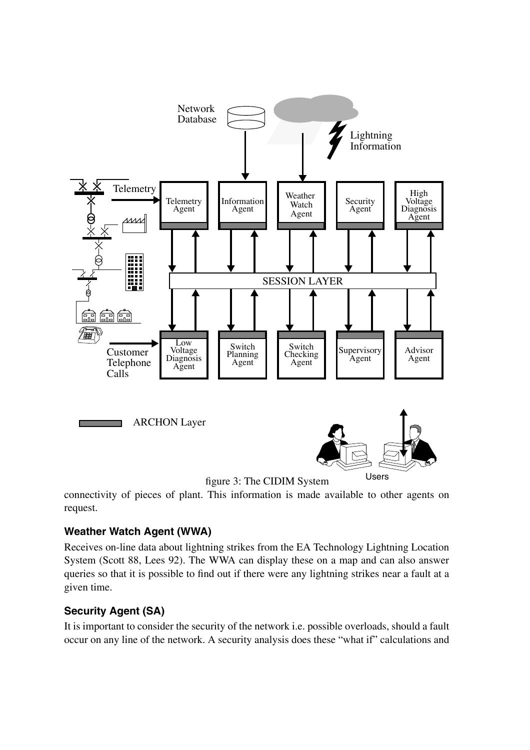figure 3: The CIDIM System

connectivity of pieces of plant. This information is made available to other agents on request.

### Weather Watch Agent (WWA)

Receives on-line data about lightning strikes from the EA Technology Lightning Location System (Scott 88, Lees 92). The WWA can display these on a map and can also answer queries so that it is possible to find out if there were any lightning strikes near a fault at a given time.

### Security Agent (SA)

It is important to consider the security of the network i.e. possible overloads, should a fault occur on any line of the network. A security analysis does these "what if" calculations and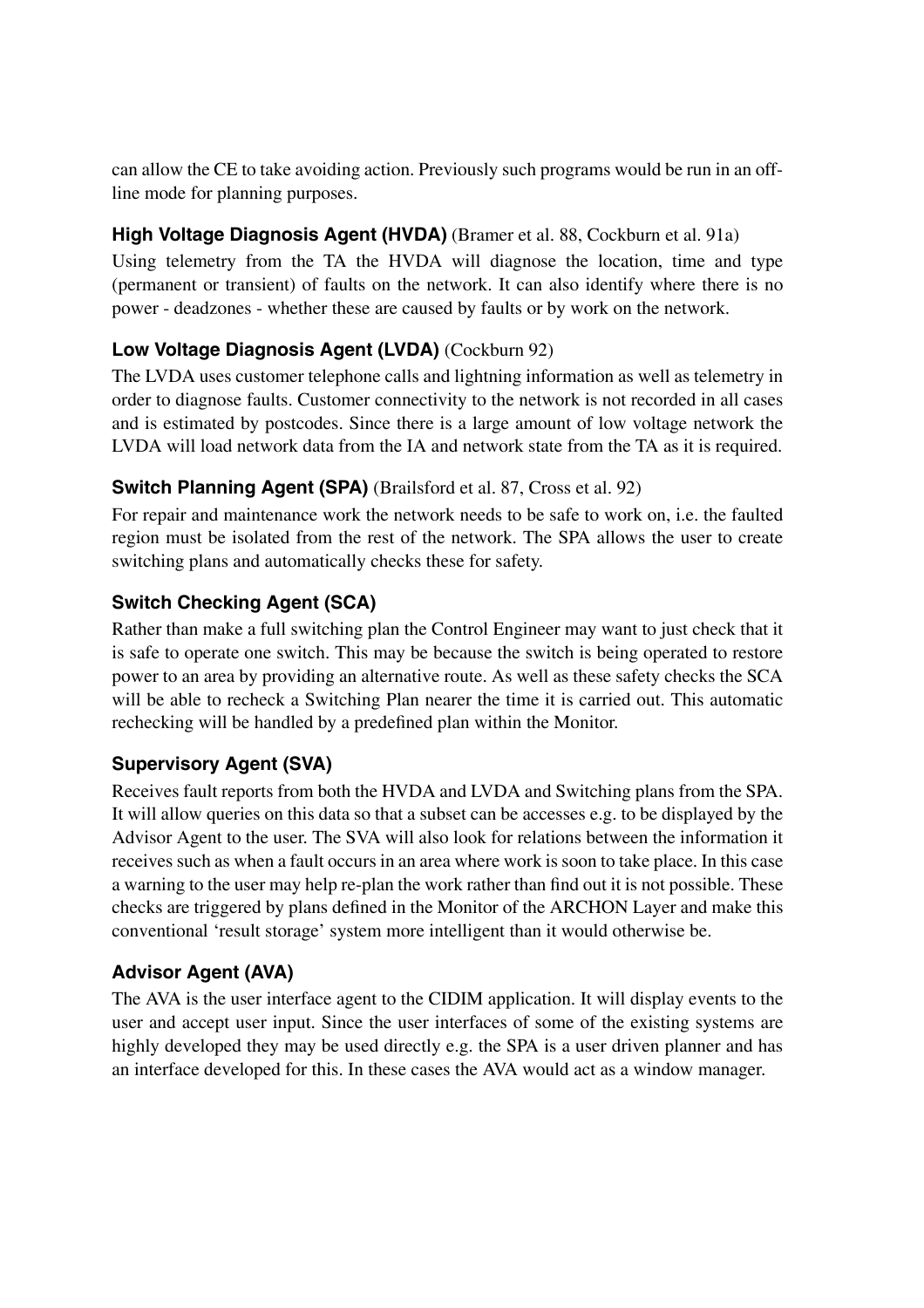can allow the CE to take avoiding action. Previously such programs would be run in an off-line mode for planning purposes.

**High Voltage Diagnosis Agent (HVDA)** (Bramer et al. 88, Cockburn et al. 91a)

Using telemetry from the TA the HVDA will diagnose the location, time and type (permanent or transient) of faults on the network. It can also identify where there is no power - deadzones - whether these are caused by faults or by work on the network.

**Low Voltage Diagnosis Agent (LVDA)** (Cockburn 92)

The LVDA uses customer telephone calls and lightning information as well as telemetry in order to diagnose faults. Customer connectivity to the network is not recorded in all cases and is estimated by postcodes. Since there is a large amount of low voltage network the LVDA will load network data from the IA and network state from the TA as it is required.

**Switch Planning Agent (SPA)** (Brailsford et al. 87, Cross et al. 92)

For repair and maintenance work the network needs to be safe to work on, i.e. the faulted region must be isolated from the rest of the network. The SPA allows the user to create switching plans and automatically checks these for safety.

**Switch Checking Agent (SCA)**

Rather than make a full switching plan the Control Engineer may want to just check that it is safe to operate one switch. This may be because the switch is being operated to restore power to an area by providing an alternative route. As well as these safety checks the SCA will be able to recheck a Switching Plan nearer the time it is carried out. This automatic rechecking will be handled by a predefined plan within the Monitor.

**Supervisory Agent (SVA)**

Receives fault reports from both the HVDA and LVDA and Switching plans from the SPA. It will allow queries on this data so that a subset can be accesses e.g. to be displayed by the Advisor Agent to the user. The SVA will also look for relations between the information it receives such as when a fault occurs in an area where work is soon to take place. In this case a warning to the user may help re-plan the work rather than find out it is not possible. These checks are triggered by plans defined in the Monitor of the ARCHON Layer and make this conventional 'result storage' system more intelligent than it would otherwise be.

**Advisor Agent (AVA)**

The AVA is the user interface agent to the CIDIM application. It will display events to the user and accept user input. Since the user interfaces of some of the existing systems are highly developed they may be used directly e.g. the SPA is a user driven planner and has an interface developed for this. In these cases the AVA would act as a window manager.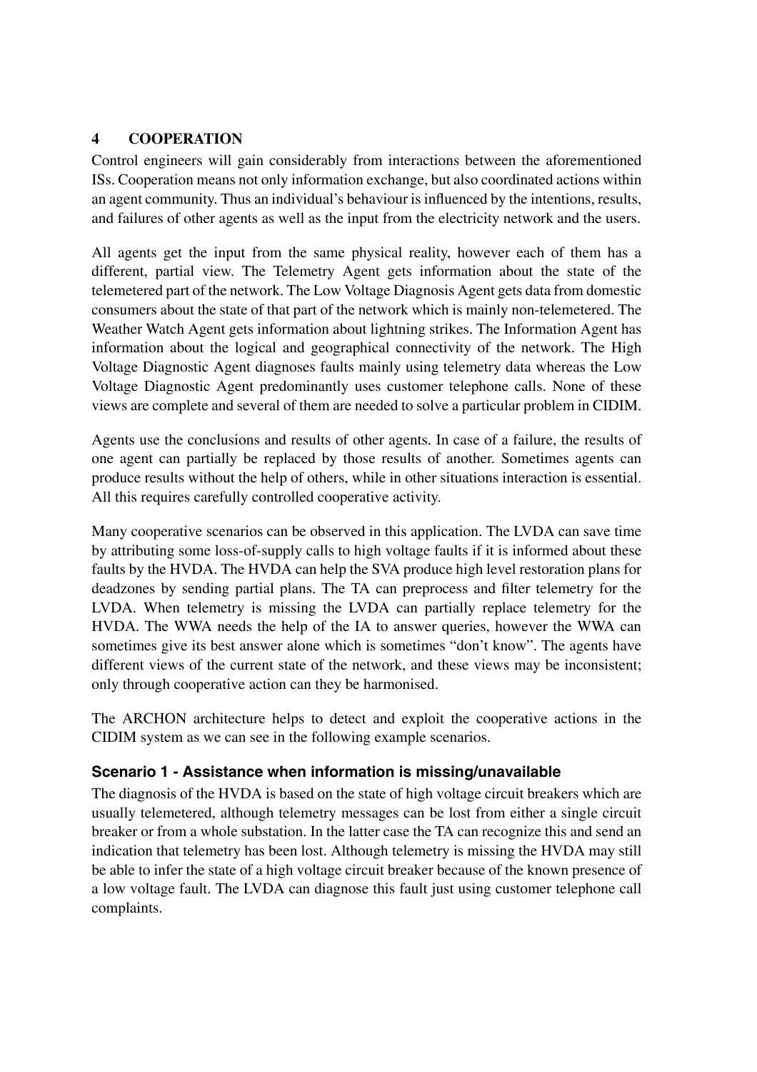## 4 COOPERATION

Control engineers will gain considerably from interactions between the aforementioned ISs. Cooperation means not only information exchange, but also coordinated actions within an agent community. Thus an individual's behaviour is influenced by the intentions, results, and failures of other agents as well as the input from the electricity network and the users.

All agents get the input from the same physical reality, however each of them has a different, partial view. The Telemetry Agent gets information about the state of the telemetered part of the network. The Low Voltage Diagnosis Agent gets data from domestic consumers about the state of that part of the network which is mainly non-telemetered. The Weather Watch Agent gets information about lightning strikes. The Information Agent has information about the logical and geographical connectivity of the network. The High Voltage Diagnostic Agent diagnoses faults mainly using telemetry data whereas the Low Voltage Diagnostic Agent predominantly uses customer telephone calls. None of these views are complete and several of them are needed to solve a particular problem in CIDIM.

Agents use the conclusions and results of other agents. In case of a failure, the results of one agent can partially be replaced by those results of another. Sometimes agents can produce results without the help of others, while in other situations interaction is essential. All this requires carefully controlled cooperative activity.

Many cooperative scenarios can be observed in this application. The LVDA can save time by attributing some loss-of-supply calls to high voltage faults if it is informed about these faults by the HVDA. The HVDA can help the SVA produce high level restoration plans for deadzones by sending partial plans. The TA can preprocess and filter telemetry for the LVDA. When telemetry is missing the LVDA can partially replace telemetry for the HVDA. The WWA needs the help of the IA to answer queries, however the WWA can sometimes give its best answer alone which is sometimes "don't know". The agents have different views of the current state of the network, and these views may be inconsistent; only through cooperative action can they be harmonised.

The ARCHON architecture helps to detect and exploit the cooperative actions in the CIDIM system as we can see in the following example scenarios.

### Scenario 1 - Assistance when information is missing/unavailable

The diagnosis of the HVDA is based on the state of high voltage circuit breakers which are usually telemetered, although telemetry messages can be lost from either a single circuit breaker or from a whole substation. In the latter case the TA can recognize this and send an indication that telemetry has been lost. Although telemetry is missing the HVDA may still be able to infer the state of a high voltage circuit breaker because of the known presence of a low voltage fault. The LVDA can diagnose this fault just using customer telephone call complaints.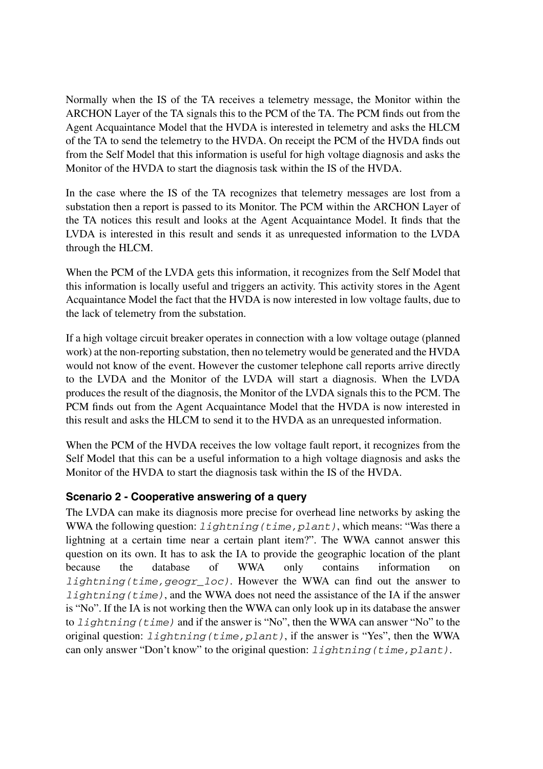Normally when the IS of the TA receives a telemetry message, the Monitor within the ARCHON Layer of the TA signals this to the PCM of the TA. The PCM finds out from the Agent Acquaintance Model that the HVDA is interested in telemetry and asks the HLCM of the TA to send the telemetry to the HVDA. On receipt the PCM of the HVDA finds out from the Self Model that this information is useful for high voltage diagnosis and asks the Monitor of the HVDA to start the diagnosis task within the IS of the HVDA.

In the case where the IS of the TA recognizes that telemetry messages are lost from a substation then a report is passed to its Monitor. The PCM within the ARCHON Layer of the TA notices this result and looks at the Agent Acquaintance Model. It finds that the LVDA is interested in this result and sends it as unrequested information to the LVDA through the HLCM.

When the PCM of the LVDA gets this information, it recognizes from the Self Model that this information is locally useful and triggers an activity. This activity stores in the Agent Acquaintance Model the fact that the HVDA is now interested in low voltage faults, due to the lack of telemetry from the substation.

If a high voltage circuit breaker operates in connection with a low voltage outage (planned work) at the non-reporting substation, then no telemetry would be generated and the HVDA would not know of the event. However the customer telephone call reports arrive directly to the LVDA and the Monitor of the LVDA will start a diagnosis. When the LVDA produces the result of the diagnosis, the Monitor of the LVDA signals this to the PCM. The PCM finds out from the Agent Acquaintance Model that the HVDA is now interested in this result and asks the HLCM to send it to the HVDA as an unrequested information.

When the PCM of the HVDA receives the low voltage fault report, it recognizes from the Self Model that this can be a useful information to a high voltage diagnosis and asks the Monitor of the HVDA to start the diagnosis task within the IS of the HVDA.

### Scenario 2 - Cooperative answering of a query

The LVDA can make its diagnosis more precise for overhead line networks by asking the WWA the following question: `lightning(time,plant)`, which means: "Was there a lightning at a certain time near a certain plant item?". The WWA cannot answer this question on its own. It has to ask the IA to provide the geographic location of the plant because the database of WWA only contains information on `lightning(time,geogr_loc)`. However the WWA can find out the answer to `lightning(time)`, and the WWA does not need the assistance of the IA if the answer is "No". If the IA is not working then the WWA can only look up in its database the answer to `lightning(time)` and if the answer is "No", then the WWA can answer "No" to the original question: `lightning(time,plant)`, if the answer is "Yes", then the WWA can only answer "Don't know" to the original question: `lightning(time,plant)`.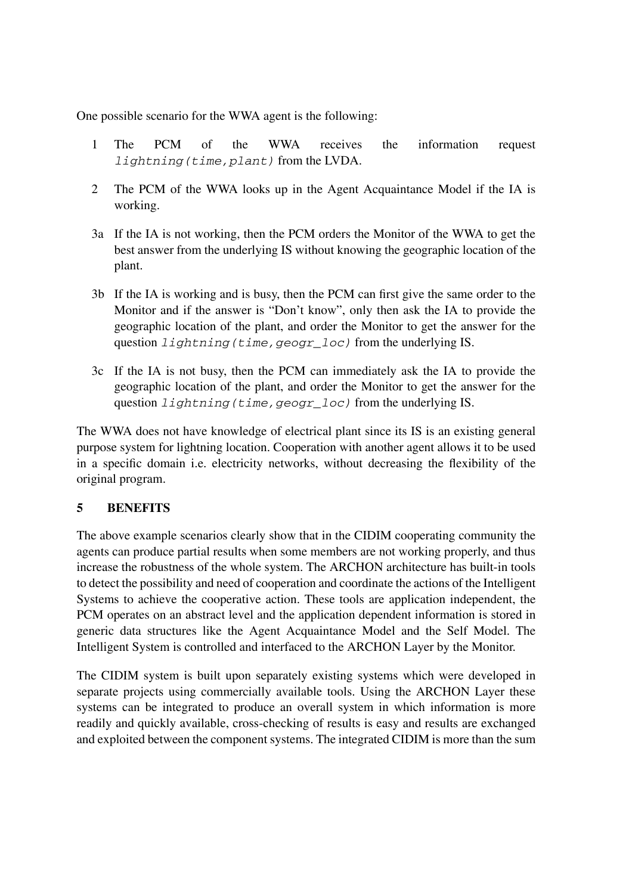One possible scenario for the WWA agent is the following:

1 The PCM of the WWA receives the information request `lightning(time,plant)` from the LVDA.

2 The PCM of the WWA looks up in the Agent Acquaintance Model if the IA is working.

3a If the IA is not working, then the PCM orders the Monitor of the WWA to get the best answer from the underlying IS without knowing the geographic location of the plant.

3b If the IA is working and is busy, then the PCM can first give the same order to the Monitor and if the answer is "Don't know", only then ask the IA to provide the geographic location of the plant, and order the Monitor to get the answer for the question `lightning(time,geogr_loc)` from the underlying IS.

3c If the IA is not busy, then the PCM can immediately ask the IA to provide the geographic location of the plant, and order the Monitor to get the answer for the question `lightning(time,geogr_loc)` from the underlying IS.

The WWA does not have knowledge of electrical plant since its IS is an existing general purpose system for lightning location. Cooperation with another agent allows it to be used in a specific domain i.e. electricity networks, without decreasing the flexibility of the original program.

## 5 BENEFITS

The above example scenarios clearly show that in the CIDIM cooperating community the agents can produce partial results when some members are not working properly, and thus increase the robustness of the whole system. The ARCHON architecture has built-in tools to detect the possibility and need of cooperation and coordinate the actions of the Intelligent Systems to achieve the cooperative action. These tools are application independent, the PCM operates on an abstract level and the application dependent information is stored in generic data structures like the Agent Acquaintance Model and the Self Model. The Intelligent System is controlled and interfaced to the ARCHON Layer by the Monitor.

The CIDIM system is built upon separately existing systems which were developed in separate projects using commercially available tools. Using the ARCHON Layer these systems can be integrated to produce an overall system in which information is more readily and quickly available, cross-checking of results is easy and results are exchanged and exploited between the component systems. The integrated CIDIM is more than the sum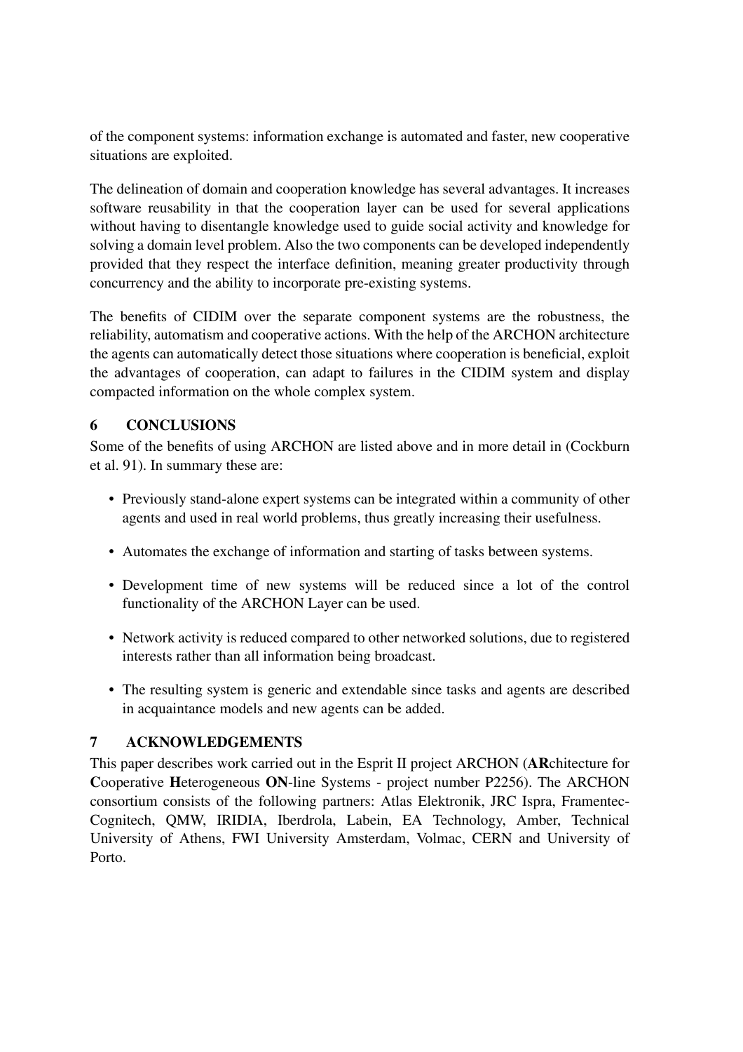of the component systems: information exchange is automated and faster, new cooperative situations are exploited.

The delineation of domain and cooperation knowledge has several advantages. It increases software reusability in that the cooperation layer can be used for several applications without having to disentangle knowledge used to guide social activity and knowledge for solving a domain level problem. Also the two components can be developed independently provided that they respect the interface definition, meaning greater productivity through concurrency and the ability to incorporate pre-existing systems.

The benefits of CIDIM over the separate component systems are the robustness, the reliability, automatism and cooperative actions. With the help of the ARCHON architecture the agents can automatically detect those situations where cooperation is beneficial, exploit the advantages of cooperation, can adapt to failures in the CIDIM system and display compacted information on the whole complex system.

## 6 CONCLUSIONS

Some of the benefits of using ARCHON are listed above and in more detail in (Cockburn et al. 91). In summary these are:

- Previously stand-alone expert systems can be integrated within a community of other agents and used in real world problems, thus greatly increasing their usefulness.
- Automates the exchange of information and starting of tasks between systems.
- Development time of new systems will be reduced since a lot of the control functionality of the ARCHON Layer can be used.
- Network activity is reduced compared to other networked solutions, due to registered interests rather than all information being broadcast.
- The resulting system is generic and extendable since tasks and agents are described in acquaintance models and new agents can be added.

## 7 ACKNOWLEDGEMENTS

This paper describes work carried out in the Esprit II project ARCHON (**AR**chitecture for **C**ooperative **H**eterogeneous **ON**-line Systems - project number P2256). The ARCHON consortium consists of the following partners: Atlas Elektronik, JRC Ispra, Framentec-Cognitech, QMW, IRIDIA, Iberdrola, Labein, EA Technology, Amber, Technical University of Athens, FWI University Amsterdam, Volmac, CERN and University of Porto.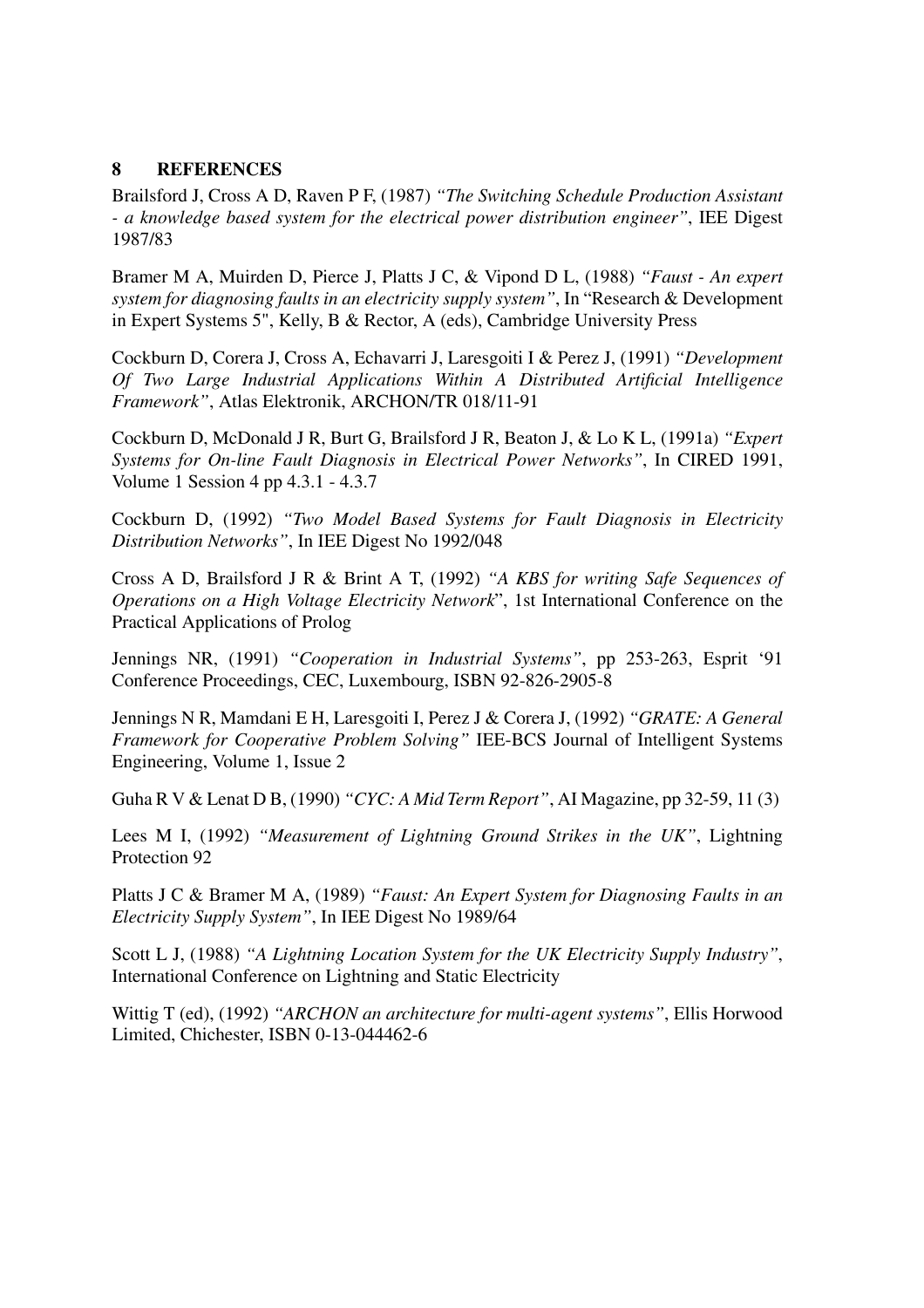## 8 REFERENCES

Brailsford J, Cross A D, Raven P F, (1987) *"The Switching Schedule Production Assistant - a knowledge based system for the electrical power distribution engineer"*, IEE Digest 1987/83

Bramer M A, Muirden D, Pierce J, Platts J C, & Vipond D L, (1988) *"Faust - An expert system for diagnosing faults in an electricity supply system"*, In "Research & Development in Expert Systems 5", Kelly, B & Rector, A (eds), Cambridge University Press

Cockburn D, Corera J, Cross A, Echavarri J, Laresgoiti I & Perez J, (1991) *"Development Of Two Large Industrial Applications Within A Distributed Artificial Intelligence Framework"*, Atlas Elektronik, ARCHON/TR 018/11-91

Cockburn D, McDonald J R, Burt G, Brailsford J R, Beaton J, & Lo K L, (1991a) *"Expert Systems for On-line Fault Diagnosis in Electrical Power Networks"*, In CIRED 1991, Volume 1 Session 4 pp 4.3.1 - 4.3.7

Cockburn D, (1992) *"Two Model Based Systems for Fault Diagnosis in Electricity Distribution Networks"*, In IEE Digest No 1992/048

Cross A D, Brailsford J R & Brint A T, (1992) *"A KBS for writing Safe Sequences of Operations on a High Voltage Electricity Network*", 1st International Conference on the Practical Applications of Prolog

Jennings NR, (1991) *"Cooperation in Industrial Systems"*, pp 253-263, Esprit '91 Conference Proceedings, CEC, Luxembourg, ISBN 92-826-2905-8

Jennings N R, Mamdani E H, Laresgoiti I, Perez J & Corera J, (1992) *"GRATE: A General Framework for Cooperative Problem Solving"* IEE-BCS Journal of Intelligent Systems Engineering, Volume 1, Issue 2

Guha R V & Lenat D B, (1990) *"CYC: A Mid Term Report"*, AI Magazine, pp 32-59, 11 (3)

Lees M I, (1992) *"Measurement of Lightning Ground Strikes in the UK"*, Lightning Protection 92

Platts J C & Bramer M A, (1989) *"Faust: An Expert System for Diagnosing Faults in an Electricity Supply System"*, In IEE Digest No 1989/64

Scott L J, (1988) *"A Lightning Location System for the UK Electricity Supply Industry"*, International Conference on Lightning and Static Electricity

Wittig T (ed), (1992) *"ARCHON an architecture for multi-agent systems"*, Ellis Horwood Limited, Chichester, ISBN 0-13-044462-6